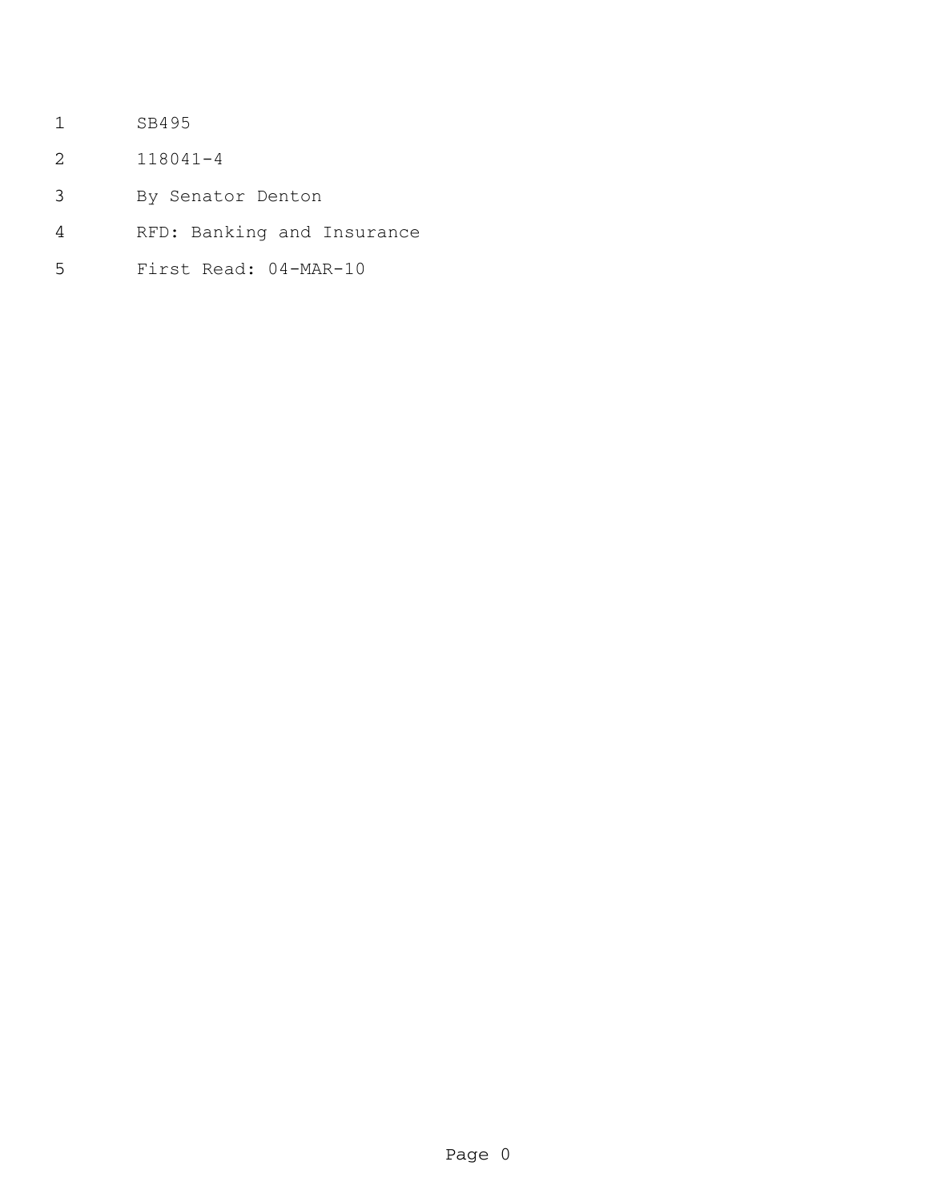SB495

118041-4

By Senator Denton

RFD: Banking and Insurance

First Read: 04-MAR-10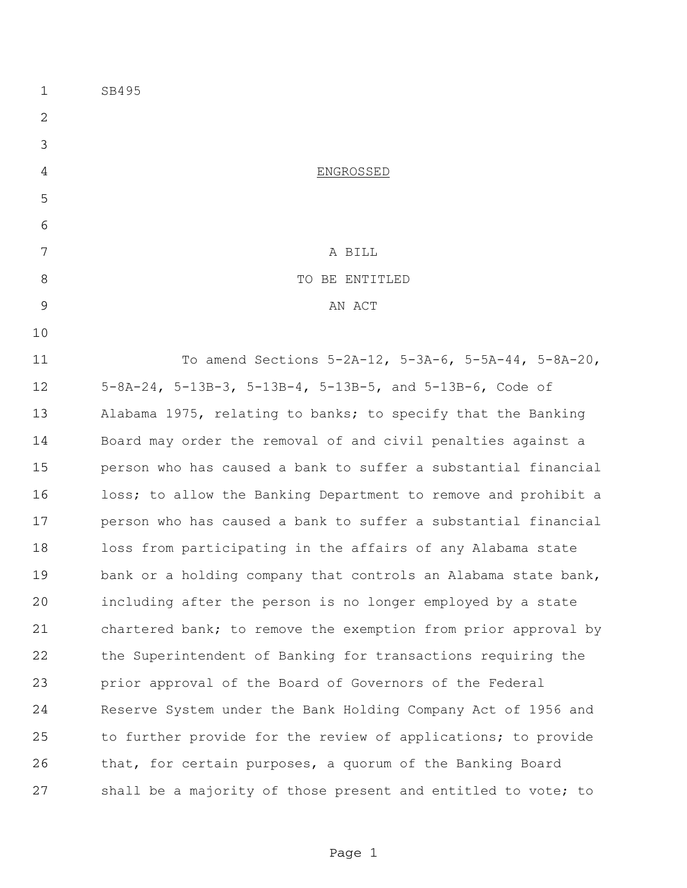SB495

ENGROSSED

A BILL
TO BE ENTITLED
AN ACT

To amend Sections 5-2A-12, 5-3A-6, 5-5A-44, 5-8A-20, 5-8A-24, 5-13B-3, 5-13B-4, 5-13B-5, and 5-13B-6, Code of Alabama 1975, relating to banks; to specify that the Banking Board may order the removal of and civil penalties against a person who has caused a bank to suffer a substantial financial loss; to allow the Banking Department to remove and prohibit a person who has caused a bank to suffer a substantial financial loss from participating in the affairs of any Alabama state bank or a holding company that controls an Alabama state bank, including after the person is no longer employed by a state chartered bank; to remove the exemption from prior approval by the Superintendent of Banking for transactions requiring the prior approval of the Board of Governors of the Federal Reserve System under the Bank Holding Company Act of 1956 and to further provide for the review of applications; to provide that, for certain purposes, a quorum of the Banking Board shall be a majority of those present and entitled to vote; to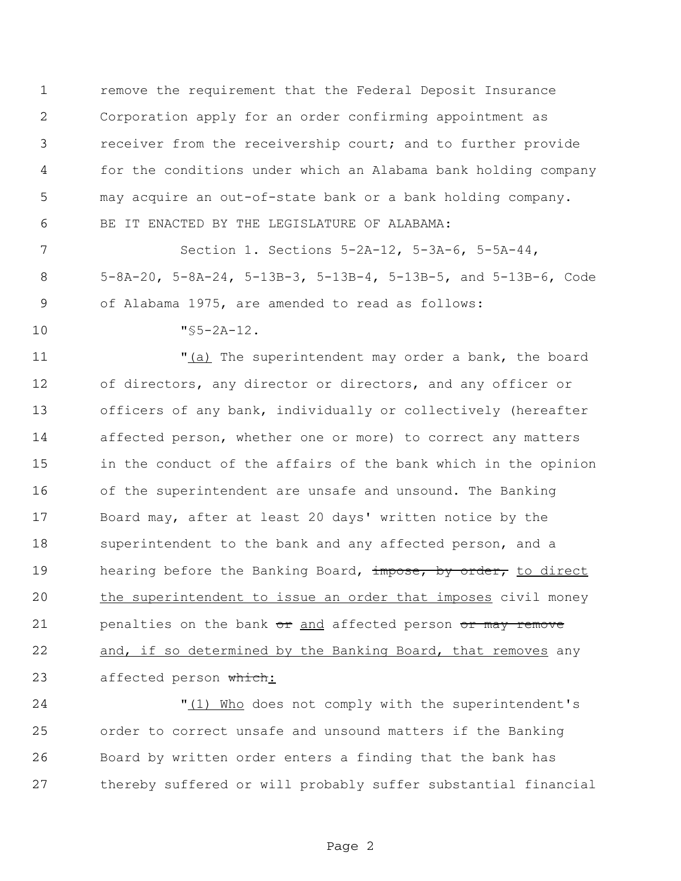remove the requirement that the Federal Deposit Insurance Corporation apply for an order confirming appointment as receiver from the receivership court; and to further provide for the conditions under which an Alabama bank holding company may acquire an out-of-state bank or a bank holding company.

BE IT ENACTED BY THE LEGISLATURE OF ALABAMA:

Section 1. Sections 5-2A-12, 5-3A-6, 5-5A-44, 5-8A-20, 5-8A-24, 5-13B-3, 5-13B-4, 5-13B-5, and 5-13B-6, Code of Alabama 1975, are amended to read as follows:

"§5-2A-12.

"<u>(a)</u> The superintendent may order a bank, the board of directors, any director or directors, and any officer or officers of any bank, individually or collectively (hereafter affected person, whether one or more) to correct any matters in the conduct of the affairs of the bank which in the opinion of the superintendent are unsafe and unsound. The Banking Board may, after at least 20 days' written notice by the superintendent to the bank and any affected person, and a hearing before the Banking Board, ~~impose, by order,~~ <u>to direct the superintendent to issue an order that imposes</u> civil money penalties on the bank ~~or~~ <u>and</u> affected person ~~or may remove~~ <u>and, if so determined by the Banking Board, that removes</u> any affected person ~~which~~<u>:</u>

"<u>(1) Who</u> does not comply with the superintendent's order to correct unsafe and unsound matters if the Banking Board by written order enters a finding that the bank has thereby suffered or will probably suffer substantial financial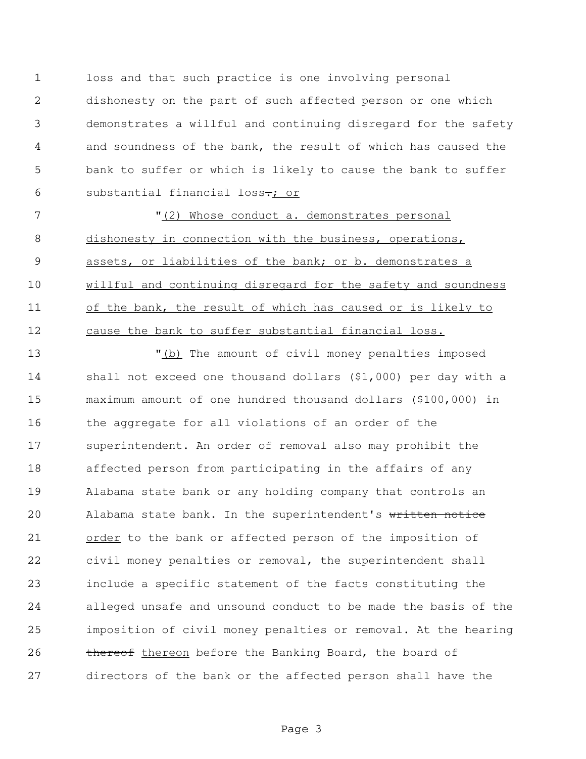loss and that such practice is one involving personal dishonesty on the part of such affected person or one which demonstrates a willful and continuing disregard for the safety and soundness of the bank, the result of which has caused the bank to suffer or which is likely to cause the bank to suffer substantial financial loss~~.~~<u>; or</u>

"<u>(2) Whose conduct a. demonstrates personal dishonesty in connection with the business, operations, assets, or liabilities of the bank; or b. demonstrates a willful and continuing disregard for the safety and soundness of the bank, the result of which has caused or is likely to cause the bank to suffer substantial financial loss.</u>

"<u>(b)</u> The amount of civil money penalties imposed shall not exceed one thousand dollars ($1,000) per day with a maximum amount of one hundred thousand dollars ($100,000) in the aggregate for all violations of an order of the superintendent. An order of removal also may prohibit the affected person from participating in the affairs of any Alabama state bank or any holding company that controls an Alabama state bank. In the superintendent's ~~written notice~~ <u>order</u> to the bank or affected person of the imposition of civil money penalties or removal, the superintendent shall include a specific statement of the facts constituting the alleged unsafe and unsound conduct to be made the basis of the imposition of civil money penalties or removal. At the hearing ~~thereof~~ <u>thereon</u> before the Banking Board, the board of directors of the bank or the affected person shall have the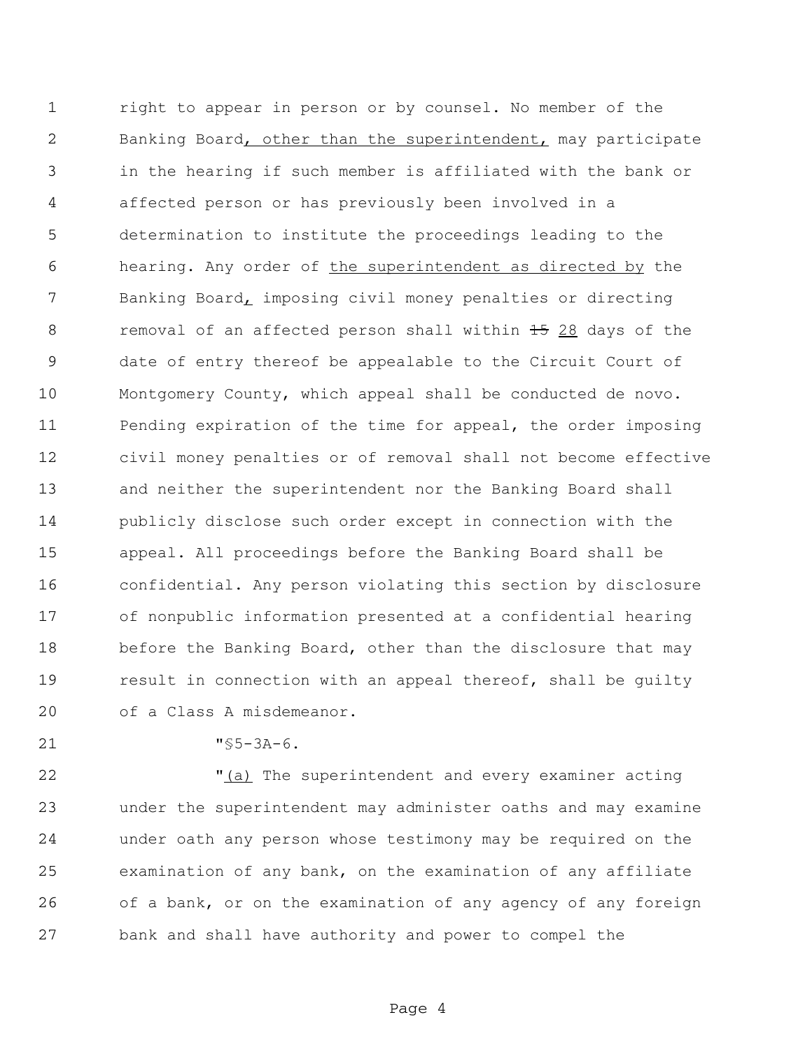right to appear in person or by counsel. No member of the Banking Board<u>, other than the superintendent,</u> may participate in the hearing if such member is affiliated with the bank or affected person or has previously been involved in a determination to institute the proceedings leading to the hearing. Any order of <u>the superintendent as directed by</u> the Banking Board<u>,</u> imposing civil money penalties or directing removal of an affected person shall within ~~15~~ <u>28</u> days of the date of entry thereof be appealable to the Circuit Court of Montgomery County, which appeal shall be conducted de novo. Pending expiration of the time for appeal, the order imposing civil money penalties or of removal shall not become effective and neither the superintendent nor the Banking Board shall publicly disclose such order except in connection with the appeal. All proceedings before the Banking Board shall be confidential. Any person violating this section by disclosure of nonpublic information presented at a confidential hearing before the Banking Board, other than the disclosure that may result in connection with an appeal thereof, shall be guilty of a Class A misdemeanor.

"§5-3A-6.

"<u>(a)</u> The superintendent and every examiner acting under the superintendent may administer oaths and may examine under oath any person whose testimony may be required on the examination of any bank, on the examination of any affiliate of a bank, or on the examination of any agency of any foreign bank and shall have authority and power to compel the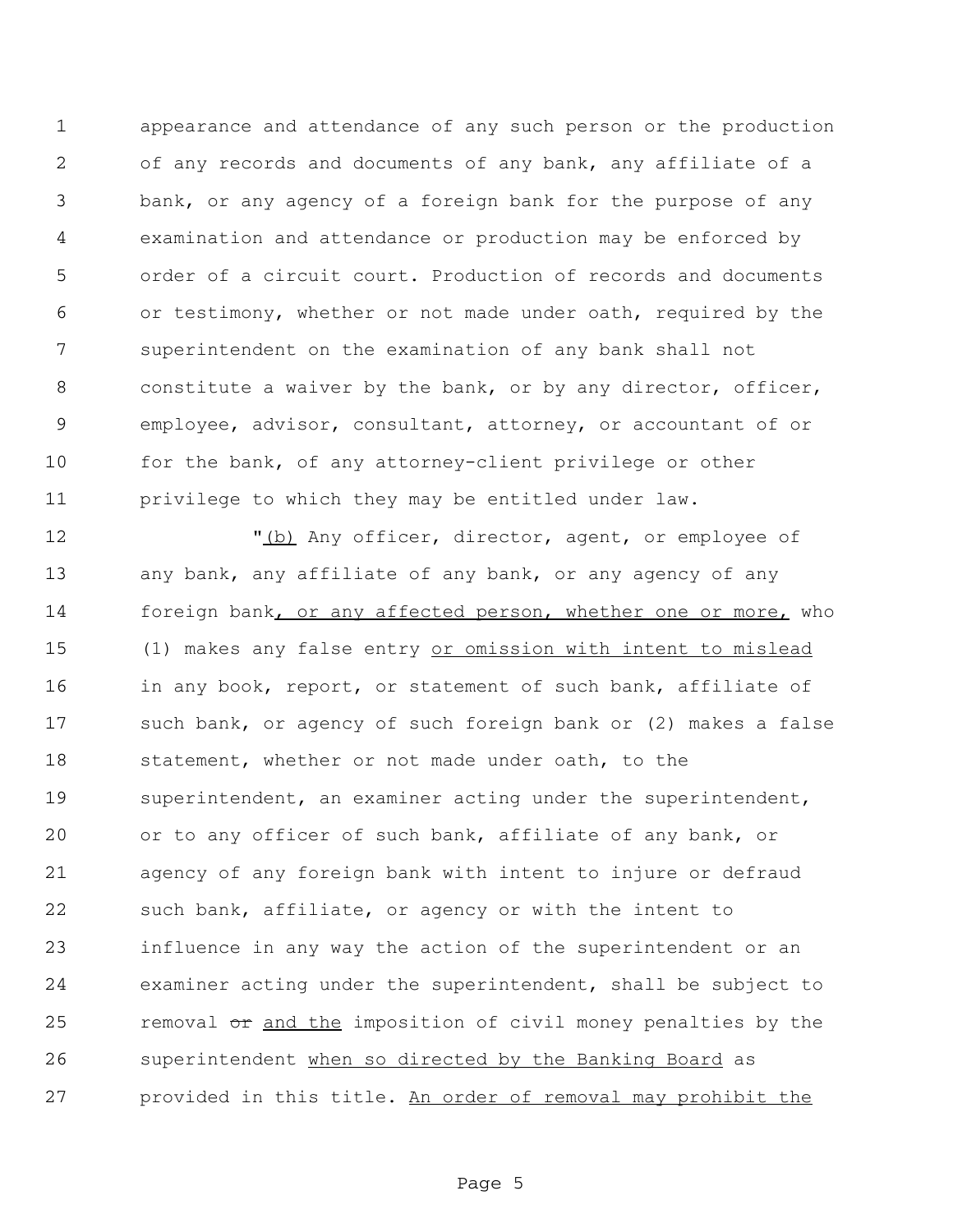appearance and attendance of any such person or the production of any records and documents of any bank, any affiliate of a bank, or any agency of a foreign bank for the purpose of any examination and attendance or production may be enforced by order of a circuit court. Production of records and documents or testimony, whether or not made under oath, required by the superintendent on the examination of any bank shall not constitute a waiver by the bank, or by any director, officer, employee, advisor, consultant, attorney, or accountant of or for the bank, of any attorney-client privilege or other privilege to which they may be entitled under law.

"<u>(b)</u> Any officer, director, agent, or employee of any bank, any affiliate of any bank, or any agency of any foreign bank<u>, or any affected person, whether one or more,</u> who (1) makes any false entry <u>or omission with intent to mislead</u> in any book, report, or statement of such bank, affiliate of such bank, or agency of such foreign bank or (2) makes a false statement, whether or not made under oath, to the superintendent, an examiner acting under the superintendent, or to any officer of such bank, affiliate of any bank, or agency of any foreign bank with intent to injure or defraud such bank, affiliate, or agency or with the intent to influence in any way the action of the superintendent or an examiner acting under the superintendent, shall be subject to removal ~~or~~ <u>and the</u> imposition of civil money penalties by the superintendent <u>when so directed by the Banking Board</u> as provided in this title. <u>An order of removal may prohibit the</u>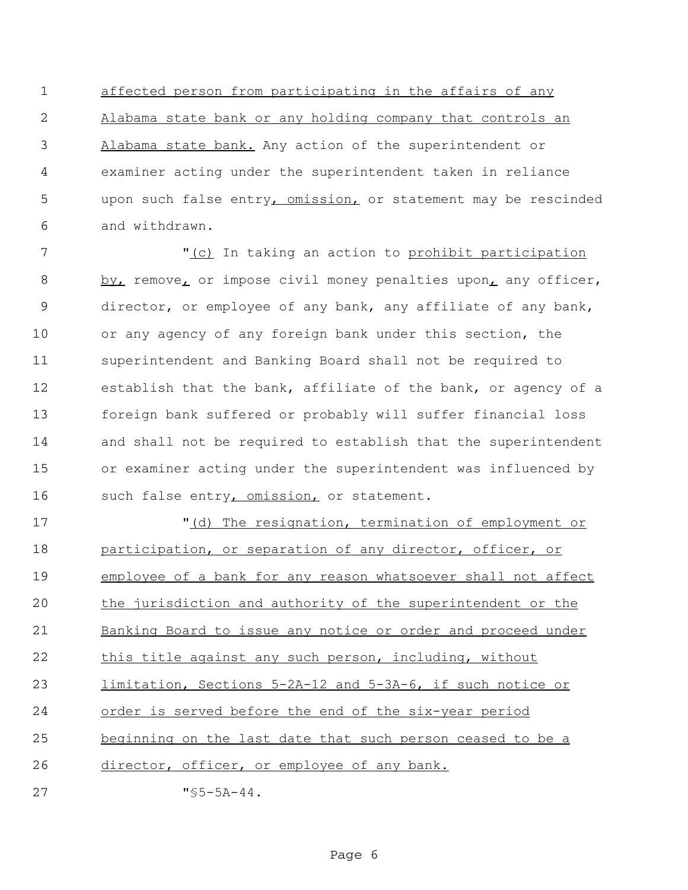affected person from participating in the affairs of any Alabama state bank or any holding company that controls an Alabama state bank. Any action of the superintendent or examiner acting under the superintendent taken in reliance upon such false entry, omission, or statement may be rescinded and withdrawn.

"(c) In taking an action to prohibit participation by, remove, or impose civil money penalties upon, any officer, director, or employee of any bank, any affiliate of any bank, or any agency of any foreign bank under this section, the superintendent and Banking Board shall not be required to establish that the bank, affiliate of the bank, or agency of a foreign bank suffered or probably will suffer financial loss and shall not be required to establish that the superintendent or examiner acting under the superintendent was influenced by such false entry, omission, or statement.

"(d) The resignation, termination of employment or participation, or separation of any director, officer, or employee of a bank for any reason whatsoever shall not affect the jurisdiction and authority of the superintendent or the Banking Board to issue any notice or order and proceed under this title against any such person, including, without limitation, Sections 5-2A-12 and 5-3A-6, if such notice or order is served before the end of the six-year period beginning on the last date that such person ceased to be a director, officer, or employee of any bank.

"§5-5A-44.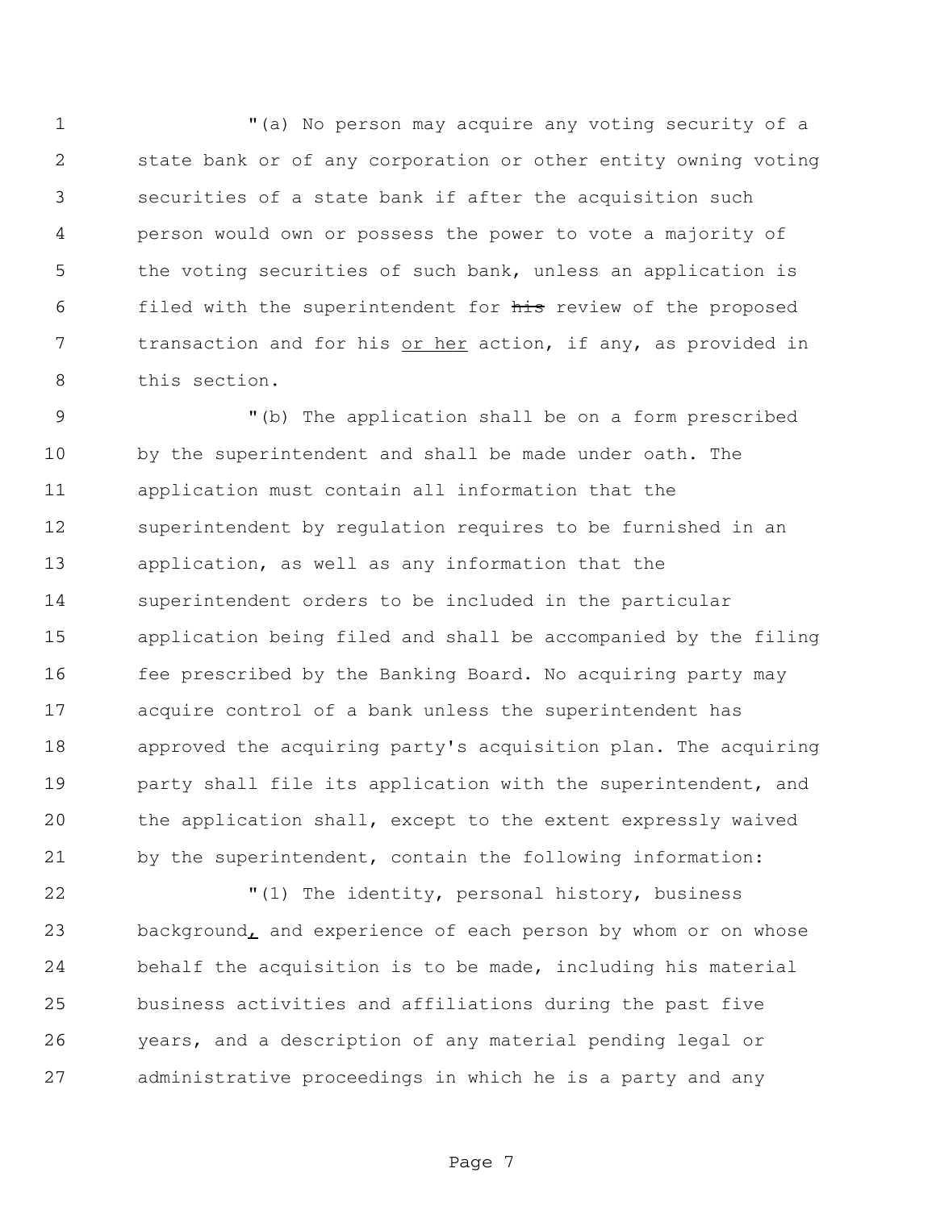"(a) No person may acquire any voting security of a state bank or of any corporation or other entity owning voting securities of a state bank if after the acquisition such person would own or possess the power to vote a majority of the voting securities of such bank, unless an application is filed with the superintendent for ~~his~~ review of the proposed transaction and for his <u>or her</u> action, if any, as provided in this section.

"(b) The application shall be on a form prescribed by the superintendent and shall be made under oath. The application must contain all information that the superintendent by regulation requires to be furnished in an application, as well as any information that the superintendent orders to be included in the particular application being filed and shall be accompanied by the filing fee prescribed by the Banking Board. No acquiring party may acquire control of a bank unless the superintendent has approved the acquiring party's acquisition plan. The acquiring party shall file its application with the superintendent, and the application shall, except to the extent expressly waived by the superintendent, contain the following information:

"(1) The identity, personal history, business background<u>,</u> and experience of each person by whom or on whose behalf the acquisition is to be made, including his material business activities and affiliations during the past five years, and a description of any material pending legal or administrative proceedings in which he is a party and any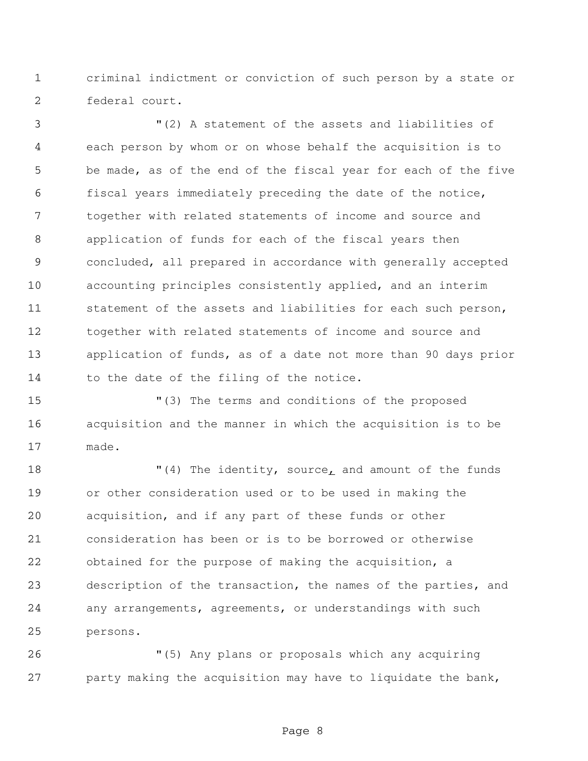criminal indictment or conviction of such person by a state or federal court.

"(2) A statement of the assets and liabilities of each person by whom or on whose behalf the acquisition is to be made, as of the end of the fiscal year for each of the five fiscal years immediately preceding the date of the notice, together with related statements of income and source and application of funds for each of the fiscal years then concluded, all prepared in accordance with generally accepted accounting principles consistently applied, and an interim statement of the assets and liabilities for each such person, together with related statements of income and source and application of funds, as of a date not more than 90 days prior to the date of the filing of the notice.

"(3) The terms and conditions of the proposed acquisition and the manner in which the acquisition is to be made.

"(4) The identity, source, and amount of the funds or other consideration used or to be used in making the acquisition, and if any part of these funds or other consideration has been or is to be borrowed or otherwise obtained for the purpose of making the acquisition, a description of the transaction, the names of the parties, and any arrangements, agreements, or understandings with such persons.

"(5) Any plans or proposals which any acquiring party making the acquisition may have to liquidate the bank,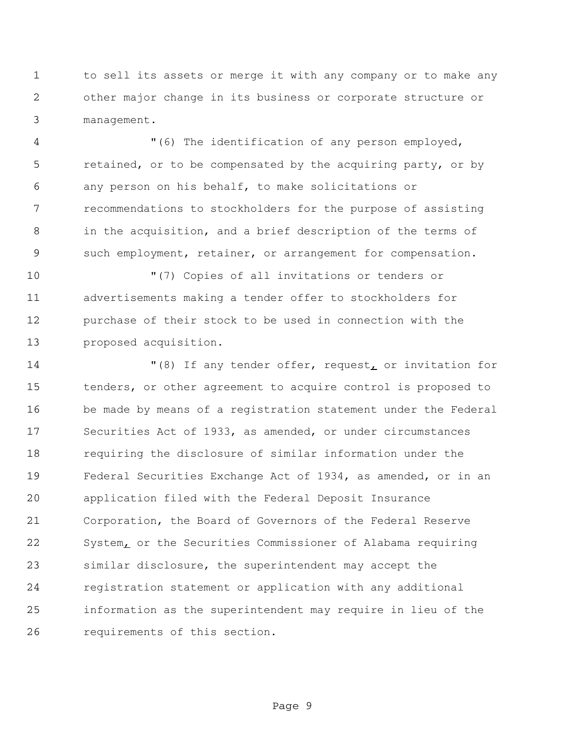to sell its assets or merge it with any company or to make any other major change in its business or corporate structure or management.

"(6) The identification of any person employed, retained, or to be compensated by the acquiring party, or by any person on his behalf, to make solicitations or recommendations to stockholders for the purpose of assisting in the acquisition, and a brief description of the terms of such employment, retainer, or arrangement for compensation.

"(7) Copies of all invitations or tenders or advertisements making a tender offer to stockholders for purchase of their stock to be used in connection with the proposed acquisition.

"(8) If any tender offer, request, or invitation for tenders, or other agreement to acquire control is proposed to be made by means of a registration statement under the Federal Securities Act of 1933, as amended, or under circumstances requiring the disclosure of similar information under the Federal Securities Exchange Act of 1934, as amended, or in an application filed with the Federal Deposit Insurance Corporation, the Board of Governors of the Federal Reserve System, or the Securities Commissioner of Alabama requiring similar disclosure, the superintendent may accept the registration statement or application with any additional information as the superintendent may require in lieu of the requirements of this section.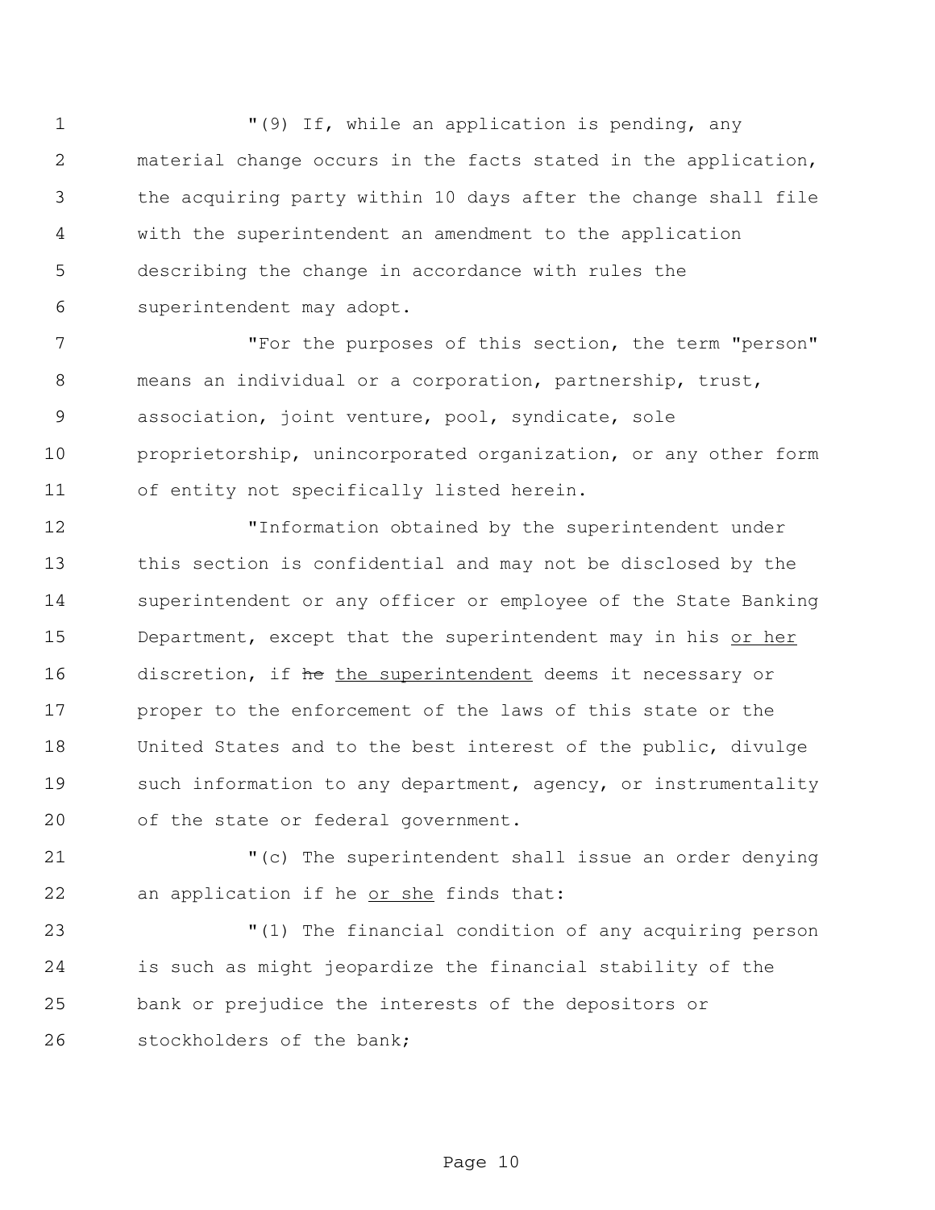"(9) If, while an application is pending, any material change occurs in the facts stated in the application, the acquiring party within 10 days after the change shall file with the superintendent an amendment to the application describing the change in accordance with rules the superintendent may adopt.

"For the purposes of this section, the term "person" means an individual or a corporation, partnership, trust, association, joint venture, pool, syndicate, sole proprietorship, unincorporated organization, or any other form of entity not specifically listed herein.

"Information obtained by the superintendent under this section is confidential and may not be disclosed by the superintendent or any officer or employee of the State Banking Department, except that the superintendent may in his <u>or her</u> discretion, if ~~he~~ <u>the superintendent</u> deems it necessary or proper to the enforcement of the laws of this state or the United States and to the best interest of the public, divulge such information to any department, agency, or instrumentality of the state or federal government.

"(c) The superintendent shall issue an order denying an application if he <u>or she</u> finds that:

"(1) The financial condition of any acquiring person is such as might jeopardize the financial stability of the bank or prejudice the interests of the depositors or stockholders of the bank;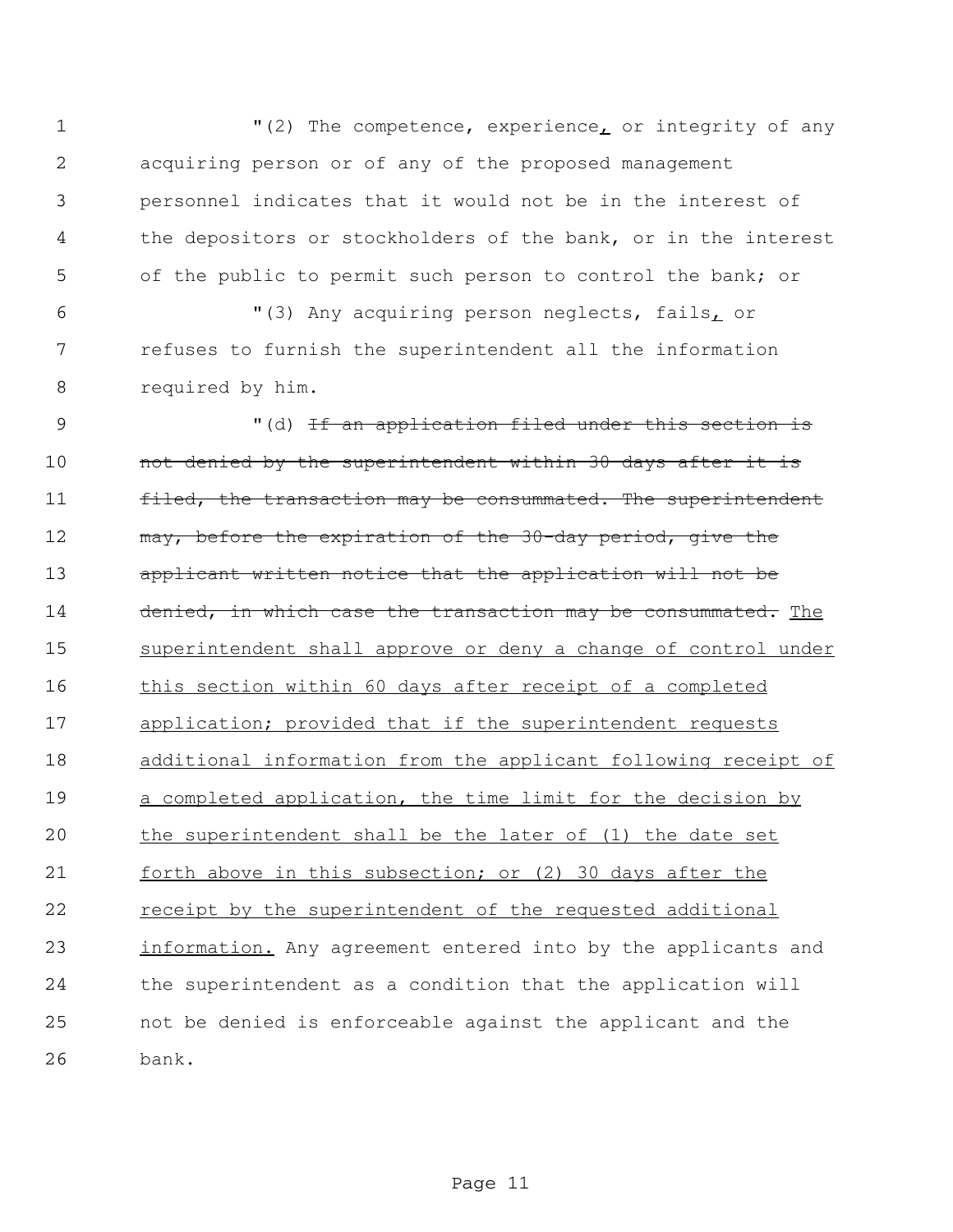"(2) The competence, experience, or integrity of any acquiring person or of any of the proposed management personnel indicates that it would not be in the interest of the depositors or stockholders of the bank, or in the interest of the public to permit such person to control the bank; or

"(3) Any acquiring person neglects, fails, or refuses to furnish the superintendent all the information required by him.

"(d) ~~If an application filed under this section is not denied by the superintendent within 30 days after it is filed, the transaction may be consummated. The superintendent may, before the expiration of the 30-day period, give the applicant written notice that the application will not be denied, in which case the transaction may be consummated.~~ <u>The superintendent shall approve or deny a change of control under this section within 60 days after receipt of a completed application; provided that if the superintendent requests additional information from the applicant following receipt of a completed application, the time limit for the decision by the superintendent shall be the later of (1) the date set forth above in this subsection; or (2) 30 days after the receipt by the superintendent of the requested additional information.</u> Any agreement entered into by the applicants and the superintendent as a condition that the application will not be denied is enforceable against the applicant and the bank.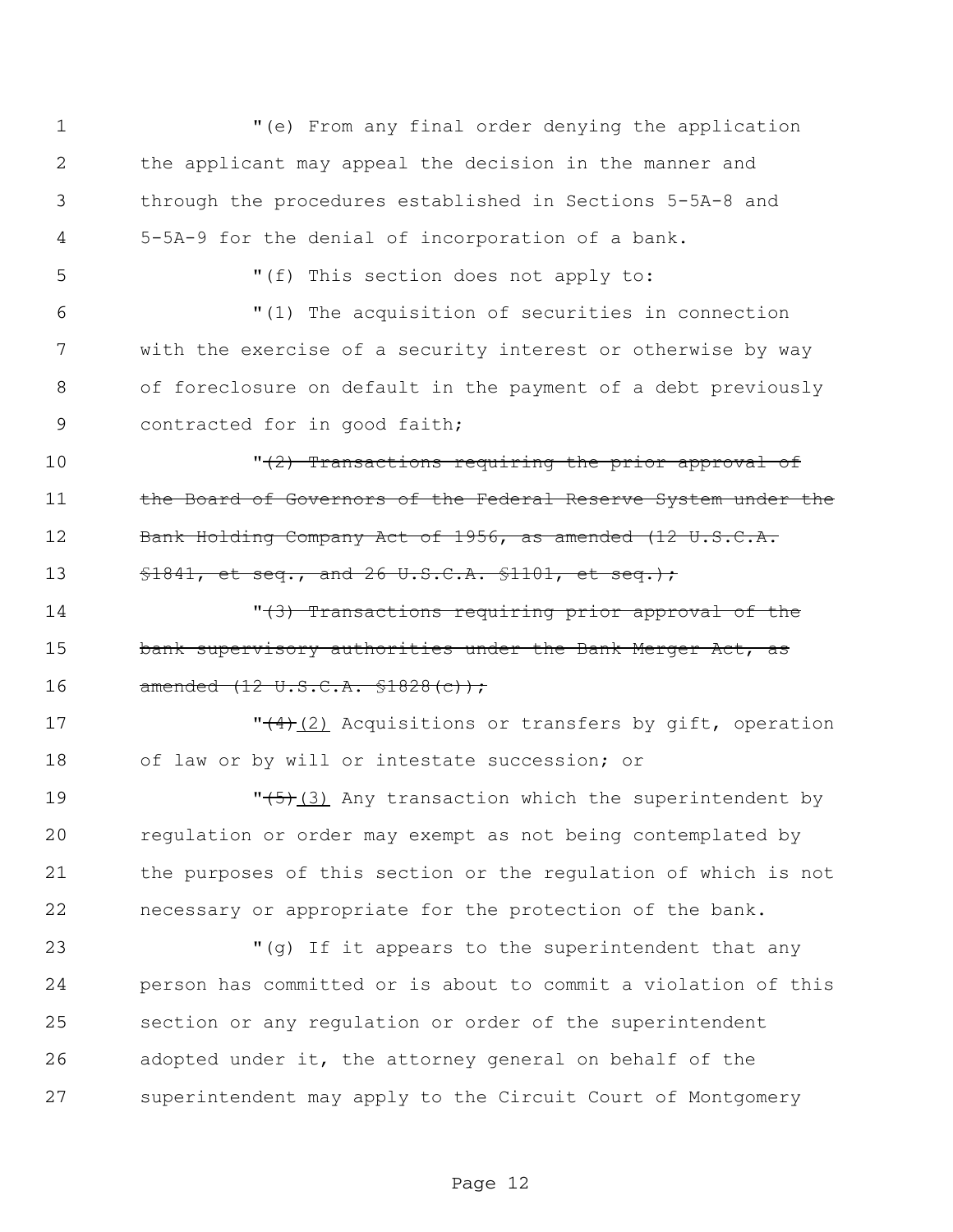"(e) From any final order denying the application the applicant may appeal the decision in the manner and through the procedures established in Sections 5-5A-8 and 5-5A-9 for the denial of incorporation of a bank.

"(f) This section does not apply to:

"(1) The acquisition of securities in connection with the exercise of a security interest or otherwise by way of foreclosure on default in the payment of a debt previously contracted for in good faith;

"~~(2) Transactions requiring the prior approval of the Board of Governors of the Federal Reserve System under the Bank Holding Company Act of 1956, as amended (12 U.S.C.A. §1841, et seq., and 26 U.S.C.A. §1101, et seq.);~~

"~~(3) Transactions requiring prior approval of the bank supervisory authorities under the Bank Merger Act, as amended (12 U.S.C.A. §1828(c));~~

"~~(4)~~ (2) Acquisitions or transfers by gift, operation of law or by will or intestate succession; or

"~~(5)~~ (3) Any transaction which the superintendent by regulation or order may exempt as not being contemplated by the purposes of this section or the regulation of which is not necessary or appropriate for the protection of the bank.

"(g) If it appears to the superintendent that any person has committed or is about to commit a violation of this section or any regulation or order of the superintendent adopted under it, the attorney general on behalf of the superintendent may apply to the Circuit Court of Montgomery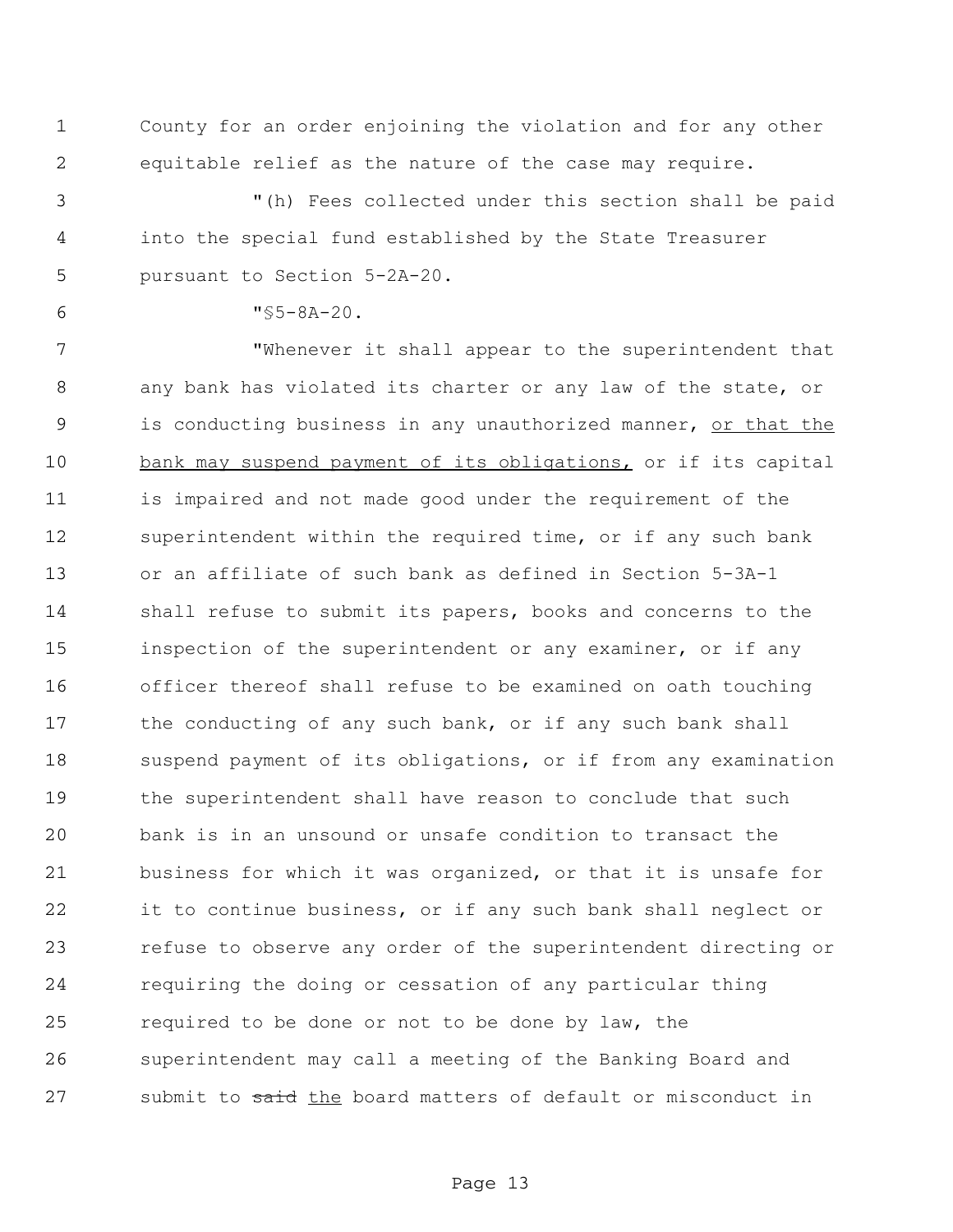County for an order enjoining the violation and for any other equitable relief as the nature of the case may require.

"(h) Fees collected under this section shall be paid into the special fund established by the State Treasurer pursuant to Section 5-2A-20.

"§5-8A-20.

"Whenever it shall appear to the superintendent that any bank has violated its charter or any law of the state, or is conducting business in any unauthorized manner, <u>or that the bank may suspend payment of its obligations,</u> or if its capital is impaired and not made good under the requirement of the superintendent within the required time, or if any such bank or an affiliate of such bank as defined in Section 5-3A-1 shall refuse to submit its papers, books and concerns to the inspection of the superintendent or any examiner, or if any officer thereof shall refuse to be examined on oath touching the conducting of any such bank, or if any such bank shall suspend payment of its obligations, or if from any examination the superintendent shall have reason to conclude that such bank is in an unsound or unsafe condition to transact the business for which it was organized, or that it is unsafe for it to continue business, or if any such bank shall neglect or refuse to observe any order of the superintendent directing or requiring the doing or cessation of any particular thing required to be done or not to be done by law, the superintendent may call a meeting of the Banking Board and submit to ~~said~~ <u>the</u> board matters of default or misconduct in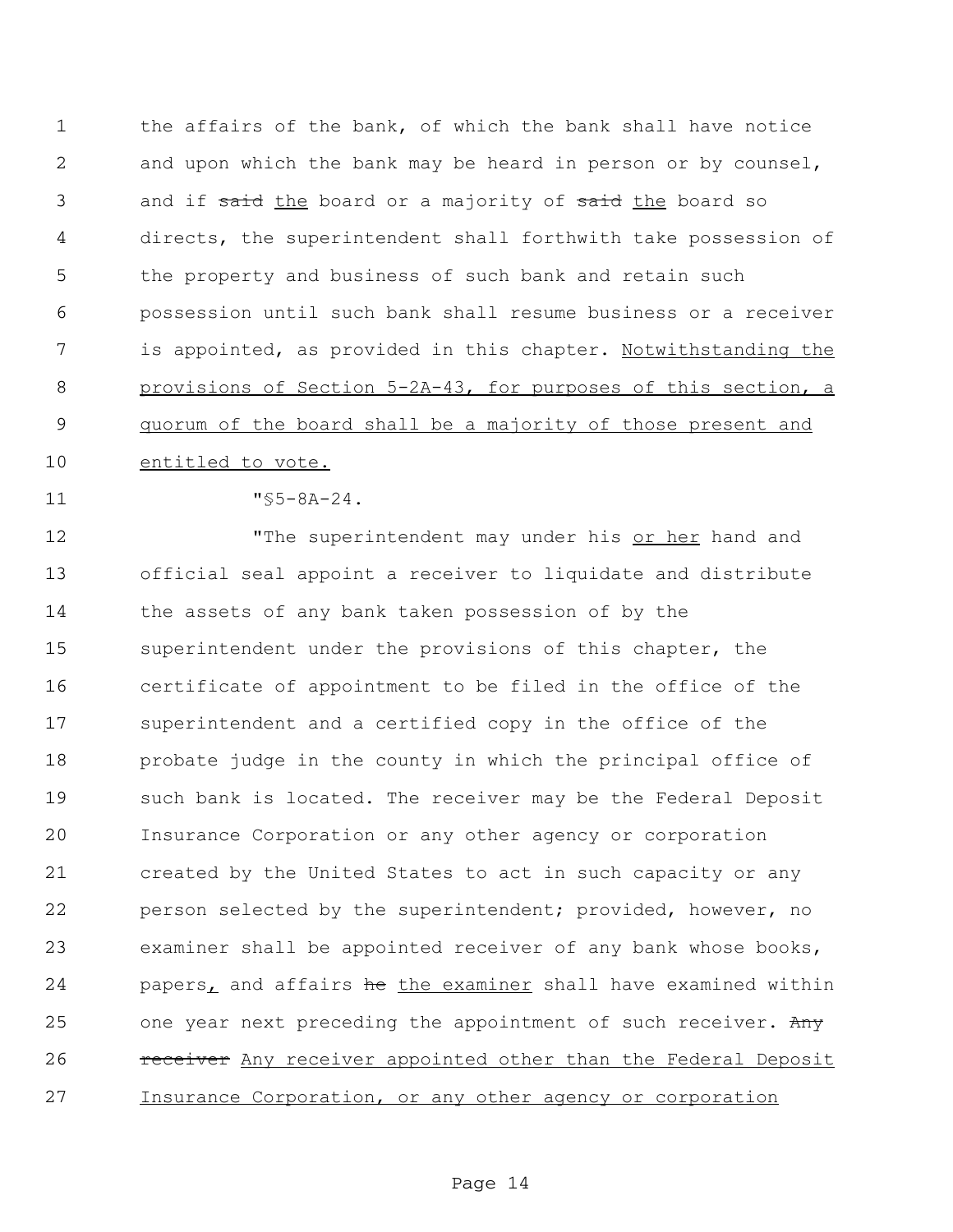the affairs of the bank, of which the bank shall have notice and upon which the bank may be heard in person or by counsel, and if ~~said~~ the board or a majority of ~~said~~ the board so directs, the superintendent shall forthwith take possession of the property and business of such bank and retain such possession until such bank shall resume business or a receiver is appointed, as provided in this chapter. Notwithstanding the provisions of Section 5-2A-43, for purposes of this section, a quorum of the board shall be a majority of those present and entitled to vote.

"§5-8A-24.

"The superintendent may under his or her hand and official seal appoint a receiver to liquidate and distribute the assets of any bank taken possession of by the superintendent under the provisions of this chapter, the certificate of appointment to be filed in the office of the superintendent and a certified copy in the office of the probate judge in the county in which the principal office of such bank is located. The receiver may be the Federal Deposit Insurance Corporation or any other agency or corporation created by the United States to act in such capacity or any person selected by the superintendent; provided, however, no examiner shall be appointed receiver of any bank whose books, papers, and affairs ~~he~~ the examiner shall have examined within one year next preceding the appointment of such receiver. ~~Any receiver~~ Any receiver appointed other than the Federal Deposit Insurance Corporation, or any other agency or corporation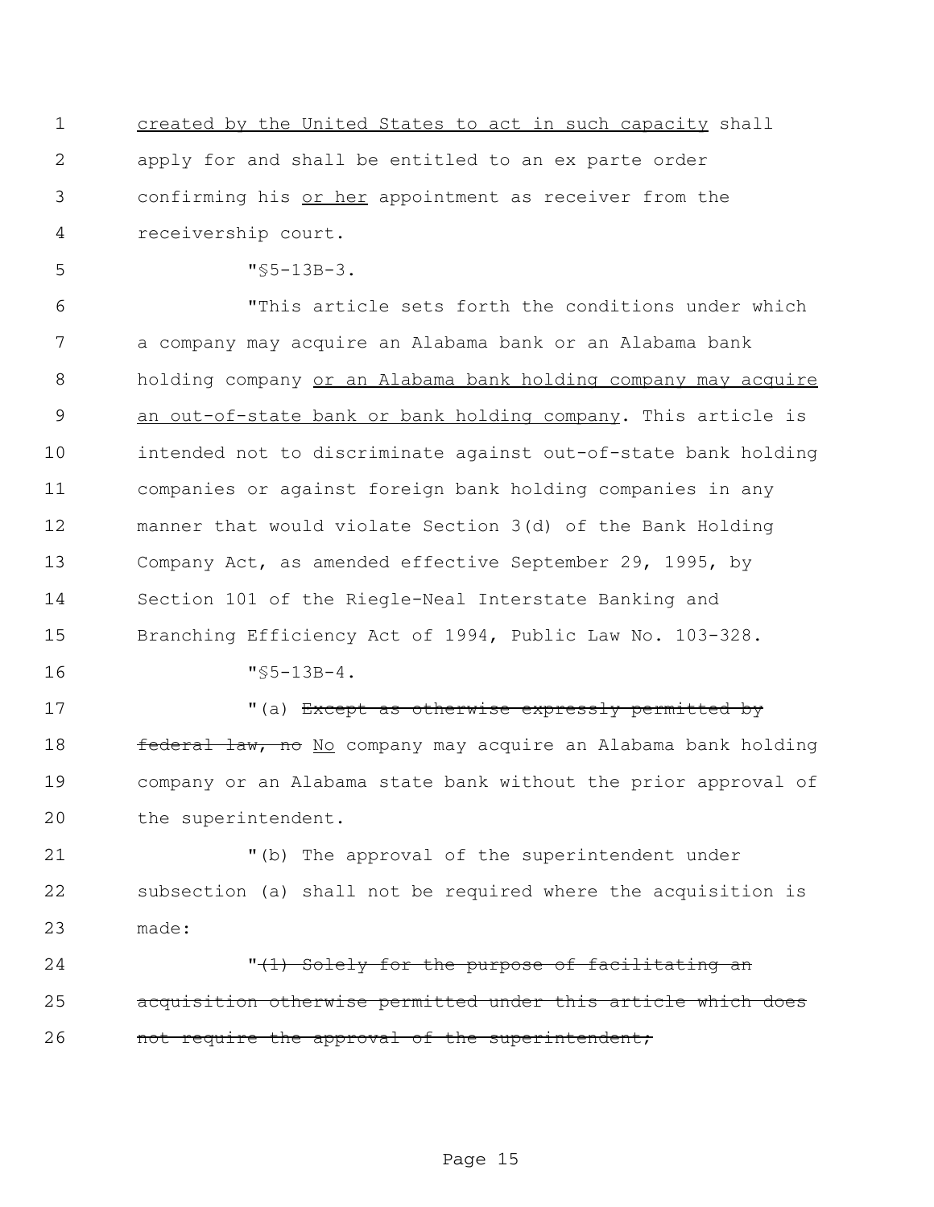<u>created by the United States to act in such capacity</u> shall apply for and shall be entitled to an ex parte order confirming his <u>or her</u> appointment as receiver from the receivership court.

"§5-13B-3.

"This article sets forth the conditions under which a company may acquire an Alabama bank or an Alabama bank holding company <u>or an Alabama bank holding company may acquire an out-of-state bank or bank holding company</u>. This article is intended not to discriminate against out-of-state bank holding companies or against foreign bank holding companies in any manner that would violate Section 3(d) of the Bank Holding Company Act, as amended effective September 29, 1995, by Section 101 of the Riegle-Neal Interstate Banking and Branching Efficiency Act of 1994, Public Law No. 103-328.

"§5-13B-4.

"(a) ~~Except as otherwise expressly permitted by federal law, no~~ <u>No</u> company may acquire an Alabama bank holding company or an Alabama state bank without the prior approval of the superintendent.

"(b) The approval of the superintendent under subsection (a) shall not be required where the acquisition is made:

"~~(1) Solely for the purpose of facilitating an acquisition otherwise permitted under this article which does not require the approval of the superintendent;~~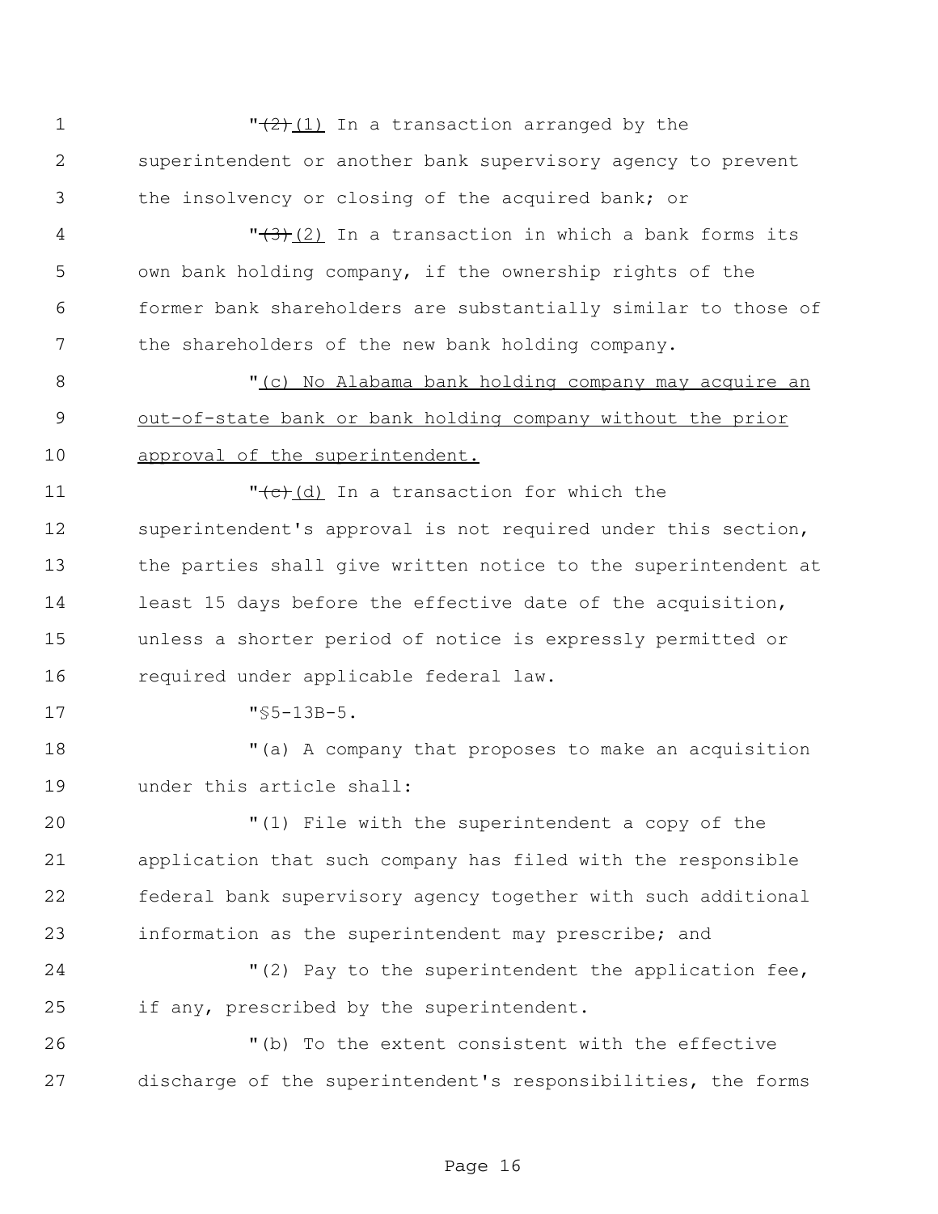"~~(2)~~ (1) In a transaction arranged by the superintendent or another bank supervisory agency to prevent the insolvency or closing of the acquired bank; or

"~~(3)~~ (2) In a transaction in which a bank forms its own bank holding company, if the ownership rights of the former bank shareholders are substantially similar to those of the shareholders of the new bank holding company.

"<u>(c) No Alabama bank holding company may acquire an out-of-state bank or bank holding company without the prior approval of the superintendent.</u>

"~~(c)~~ (d) In a transaction for which the superintendent's approval is not required under this section, the parties shall give written notice to the superintendent at least 15 days before the effective date of the acquisition, unless a shorter period of notice is expressly permitted or required under applicable federal law.

"§5-13B-5.

"(a) A company that proposes to make an acquisition under this article shall:

"(1) File with the superintendent a copy of the application that such company has filed with the responsible federal bank supervisory agency together with such additional information as the superintendent may prescribe; and

"(2) Pay to the superintendent the application fee, if any, prescribed by the superintendent.

"(b) To the extent consistent with the effective discharge of the superintendent's responsibilities, the forms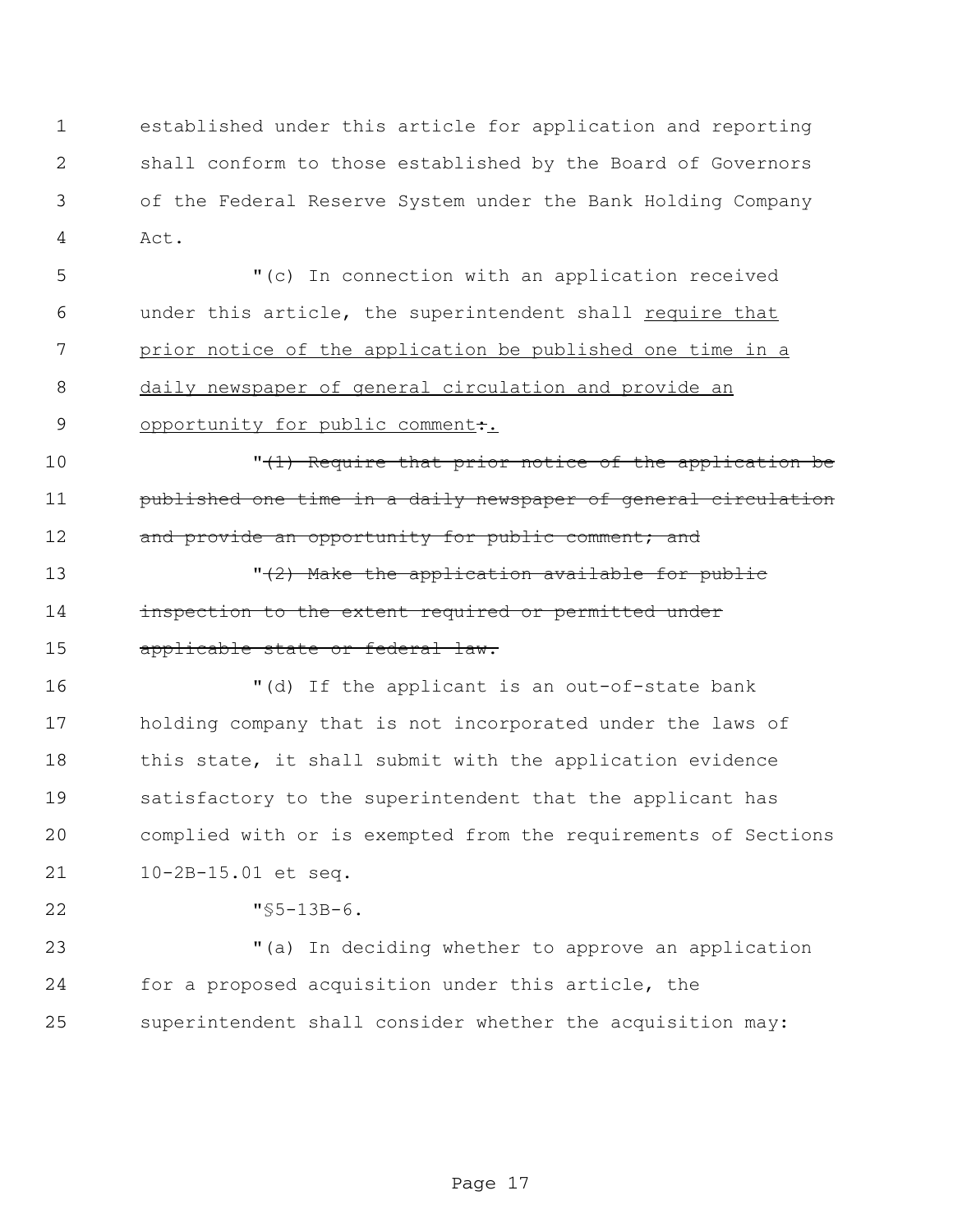established under this article for application and reporting shall conform to those established by the Board of Governors of the Federal Reserve System under the Bank Holding Company Act.

"(c) In connection with an application received under this article, the superintendent shall <u>require that prior notice of the application be published one time in a daily newspaper of general circulation and provide an opportunity for public comment</u>~~:~~<u>.</u>

"~~(1) Require that prior notice of the application be published one time in a daily newspaper of general circulation and provide an opportunity for public comment; and~~

"~~(2) Make the application available for public inspection to the extent required or permitted under applicable state or federal law.~~

"(d) If the applicant is an out-of-state bank holding company that is not incorporated under the laws of this state, it shall submit with the application evidence satisfactory to the superintendent that the applicant has complied with or is exempted from the requirements of Sections 10-2B-15.01 et seq.

"§5-13B-6.

"(a) In deciding whether to approve an application for a proposed acquisition under this article, the superintendent shall consider whether the acquisition may: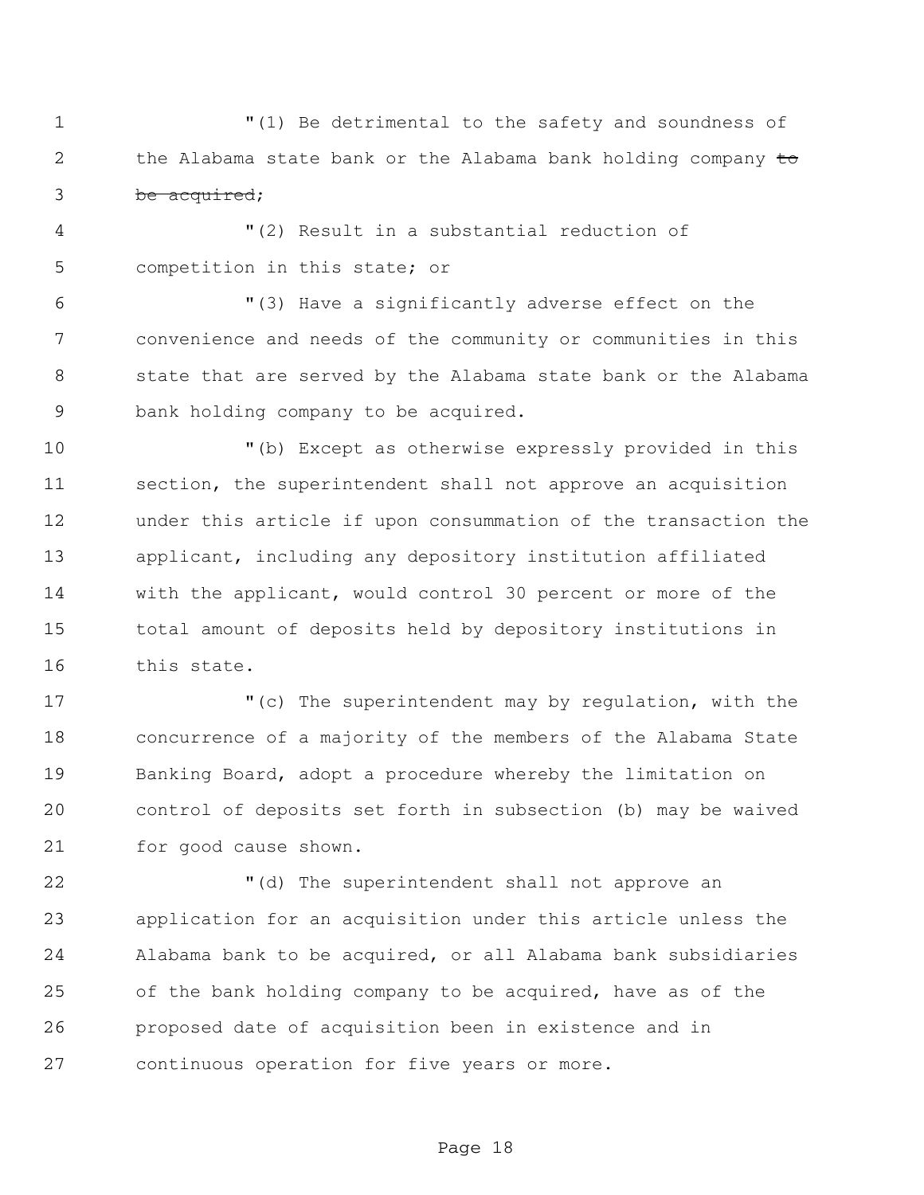"(1) Be detrimental to the safety and soundness of the Alabama state bank or the Alabama bank holding company ~~to be acquired~~;

"(2) Result in a substantial reduction of competition in this state; or

"(3) Have a significantly adverse effect on the convenience and needs of the community or communities in this state that are served by the Alabama state bank or the Alabama bank holding company to be acquired.

"(b) Except as otherwise expressly provided in this section, the superintendent shall not approve an acquisition under this article if upon consummation of the transaction the applicant, including any depository institution affiliated with the applicant, would control 30 percent or more of the total amount of deposits held by depository institutions in this state.

"(c) The superintendent may by regulation, with the concurrence of a majority of the members of the Alabama State Banking Board, adopt a procedure whereby the limitation on control of deposits set forth in subsection (b) may be waived for good cause shown.

"(d) The superintendent shall not approve an application for an acquisition under this article unless the Alabama bank to be acquired, or all Alabama bank subsidiaries of the bank holding company to be acquired, have as of the proposed date of acquisition been in existence and in continuous operation for five years or more.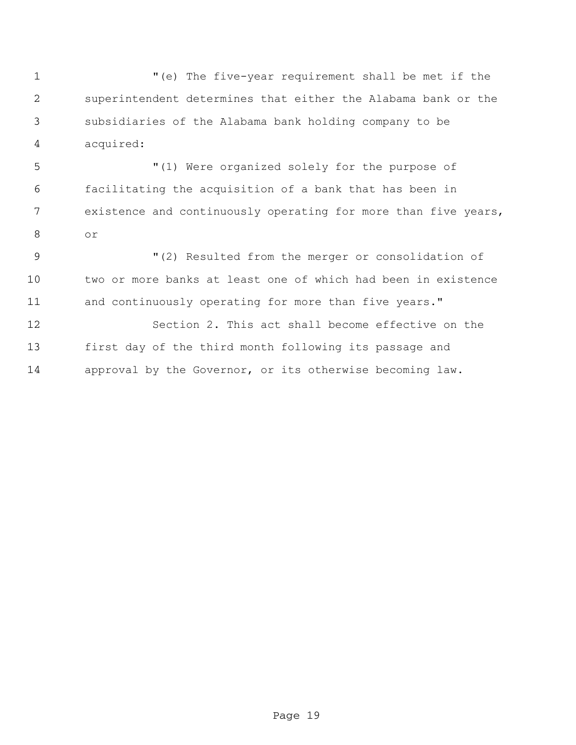"(e) The five-year requirement shall be met if the superintendent determines that either the Alabama bank or the subsidiaries of the Alabama bank holding company to be acquired:

"(1) Were organized solely for the purpose of facilitating the acquisition of a bank that has been in existence and continuously operating for more than five years, or

"(2) Resulted from the merger or consolidation of two or more banks at least one of which had been in existence and continuously operating for more than five years."

Section 2. This act shall become effective on the first day of the third month following its passage and approval by the Governor, or its otherwise becoming law.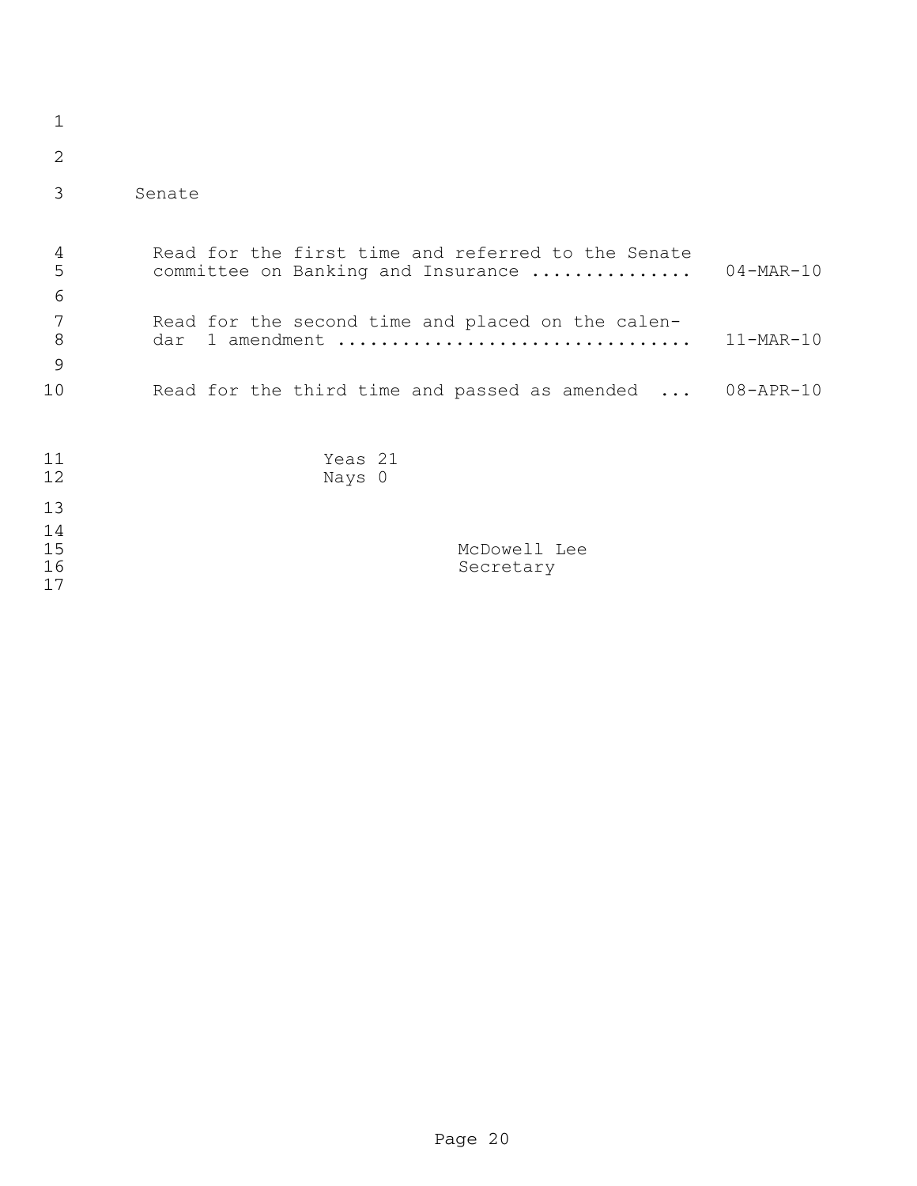Senate

| | |
|---|---|
| Read for the first time and referred to the Senate committee on Banking and Insurance ............... | 04-MAR-10 |
| Read for the second time and placed on the calendar 1 amendment ................................ | 11-MAR-10 |
| Read for the third time and passed as amended ... | 08-APR-10 |

Yeas 21
Nays 0

McDowell Lee
Secretary